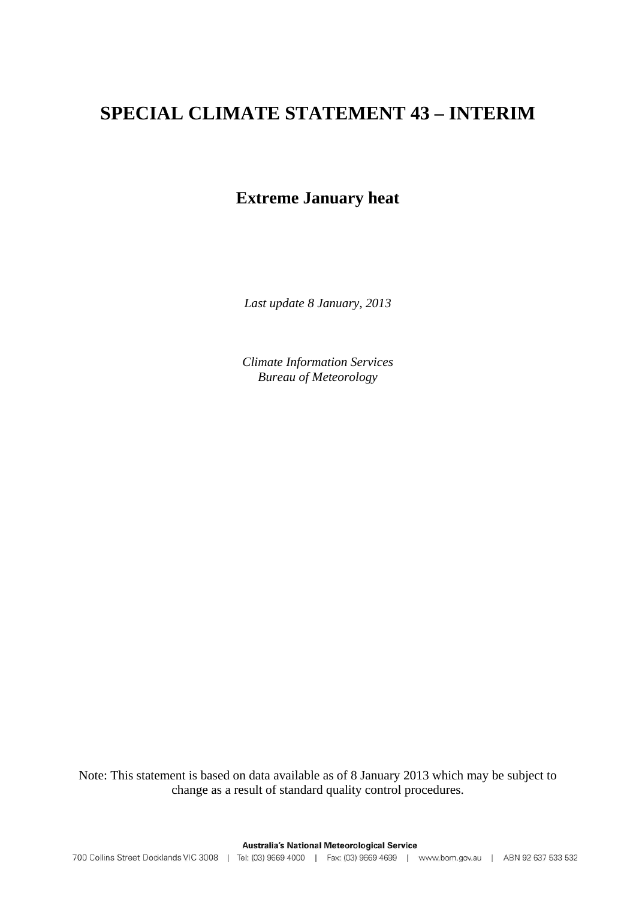# SPECIAL CLIMATE STATEMENT 43 – INTERIM

## Extreme January heat

*Last update 8 January, 2013*

*Climate Information Services*
*Bureau of Meteorology*

Note: This statement is based on data available as of 8 January 2013 which may be subject to change as a result of standard quality control procedures.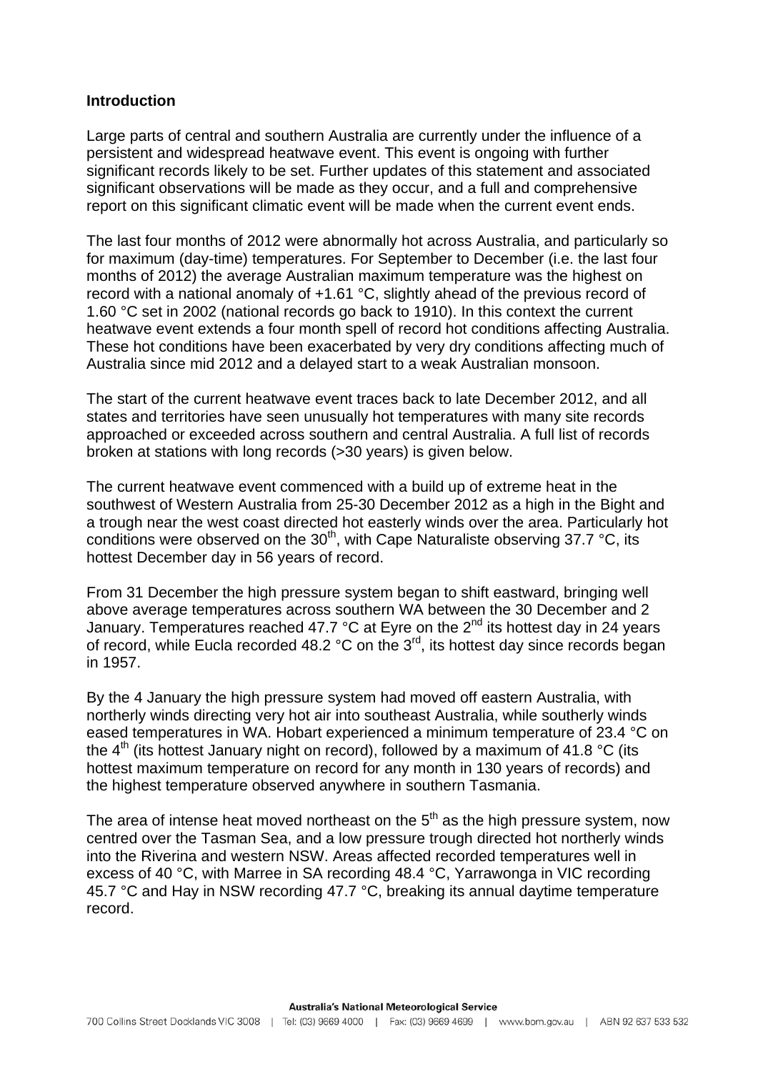**Introduction**

Large parts of central and southern Australia are currently under the influence of a persistent and widespread heatwave event. This event is ongoing with further significant records likely to be set. Further updates of this statement and associated significant observations will be made as they occur, and a full and comprehensive report on this significant climatic event will be made when the current event ends.

The last four months of 2012 were abnormally hot across Australia, and particularly so for maximum (day-time) temperatures. For September to December (i.e. the last four months of 2012) the average Australian maximum temperature was the highest on record with a national anomaly of +1.61 °C, slightly ahead of the previous record of 1.60 °C set in 2002 (national records go back to 1910). In this context the current heatwave event extends a four month spell of record hot conditions affecting Australia. These hot conditions have been exacerbated by very dry conditions affecting much of Australia since mid 2012 and a delayed start to a weak Australian monsoon.

The start of the current heatwave event traces back to late December 2012, and all states and territories have seen unusually hot temperatures with many site records approached or exceeded across southern and central Australia. A full list of records broken at stations with long records (>30 years) is given below.

The current heatwave event commenced with a build up of extreme heat in the southwest of Western Australia from 25-30 December 2012 as a high in the Bight and a trough near the west coast directed hot easterly winds over the area. Particularly hot conditions were observed on the 30th, with Cape Naturaliste observing 37.7 °C, its hottest December day in 56 years of record.

From 31 December the high pressure system began to shift eastward, bringing well above average temperatures across southern WA between the 30 December and 2 January. Temperatures reached 47.7 °C at Eyre on the 2nd its hottest day in 24 years of record, while Eucla recorded 48.2 °C on the 3rd, its hottest day since records began in 1957.

By the 4 January the high pressure system had moved off eastern Australia, with northerly winds directing very hot air into southeast Australia, while southerly winds eased temperatures in WA. Hobart experienced a minimum temperature of 23.4 °C on the 4th (its hottest January night on record), followed by a maximum of 41.8 °C (its hottest maximum temperature on record for any month in 130 years of records) and the highest temperature observed anywhere in southern Tasmania.

The area of intense heat moved northeast on the 5th as the high pressure system, now centred over the Tasman Sea, and a low pressure trough directed hot northerly winds into the Riverina and western NSW. Areas affected recorded temperatures well in excess of 40 °C, with Marree in SA recording 48.4 °C, Yarrawonga in VIC recording 45.7 °C and Hay in NSW recording 47.7 °C, breaking its annual daytime temperature record.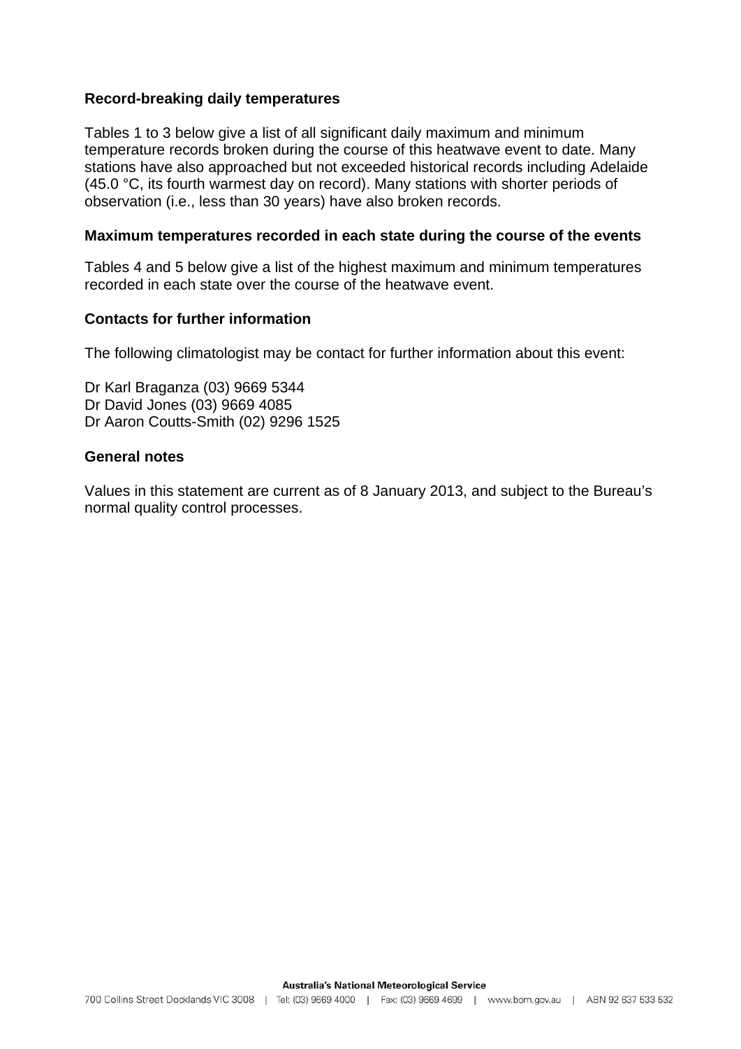**Record-breaking daily temperatures**

Tables 1 to 3 below give a list of all significant daily maximum and minimum temperature records broken during the course of this heatwave event to date. Many stations have also approached but not exceeded historical records including Adelaide (45.0 °C, its fourth warmest day on record). Many stations with shorter periods of observation (i.e., less than 30 years) have also broken records.

**Maximum temperatures recorded in each state during the course of the events**

Tables 4 and 5 below give a list of the highest maximum and minimum temperatures recorded in each state over the course of the heatwave event.

**Contacts for further information**

The following climatologist may be contact for further information about this event:

Dr Karl Braganza (03) 9669 5344
Dr David Jones (03) 9669 4085
Dr Aaron Coutts-Smith (02) 9296 1525

**General notes**

Values in this statement are current as of 8 January 2013, and subject to the Bureau's normal quality control processes.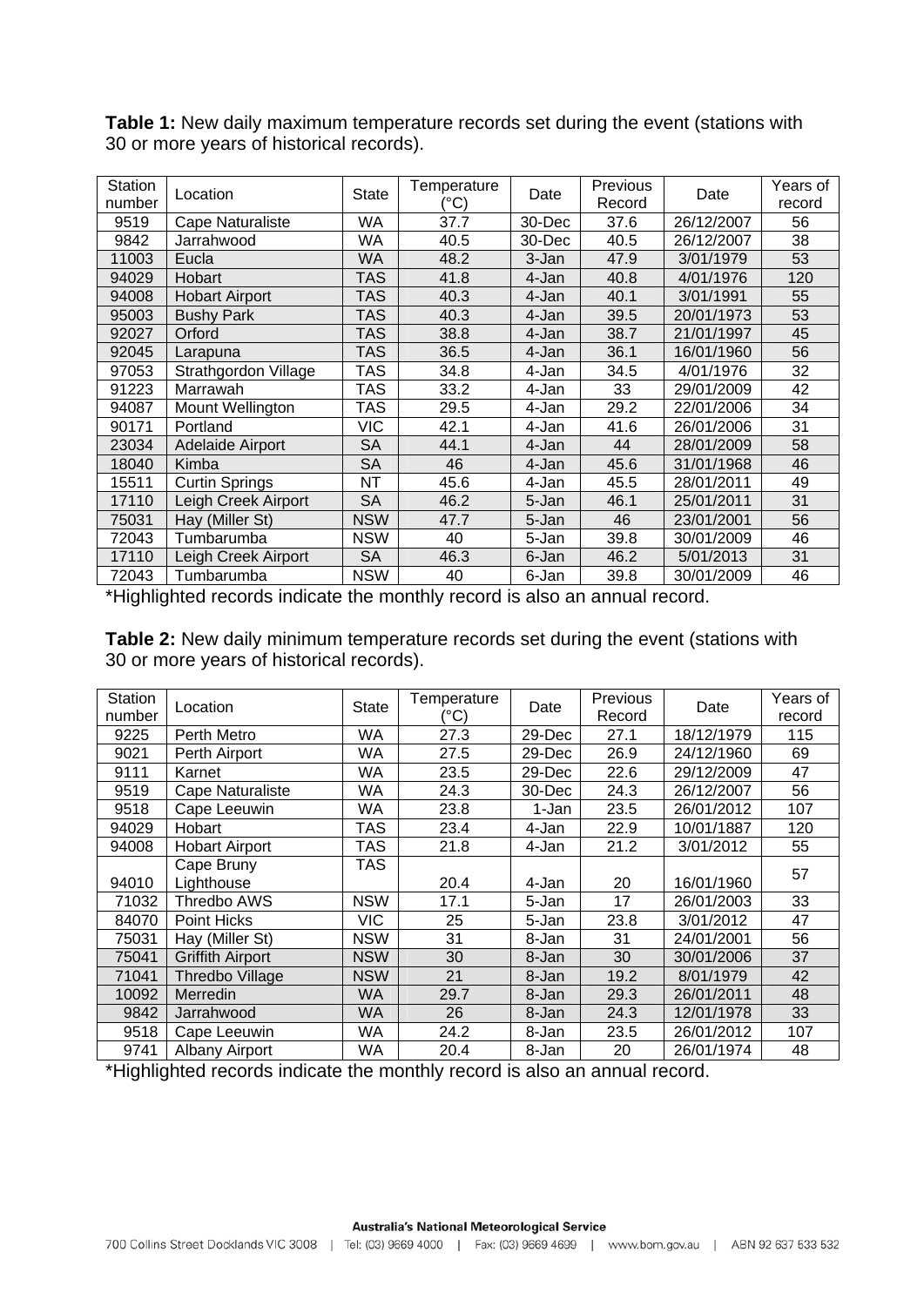**Table 1:** New daily maximum temperature records set during the event (stations with 30 or more years of historical records).

| Station number | Location | State | Temperature (°C) | Date | Previous Record | Date | Years of record |
|---|---|---|---|---|---|---|---|
| 9519 | Cape Naturaliste | WA | 37.7 | 30-Dec | 37.6 | 26/12/2007 | 56 |
| 9842 | Jarrahwood | WA | 40.5 | 30-Dec | 40.5 | 26/12/2007 | 38 |
| 11003 | Eucla | WA | 48.2 | 3-Jan | 47.9 | 3/01/1979 | 53 |
| 94029 | Hobart | TAS | 41.8 | 4-Jan | 40.8 | 4/01/1976 | 120 |
| 94008 | Hobart Airport | TAS | 40.3 | 4-Jan | 40.1 | 3/01/1991 | 55 |
| 95003 | Bushy Park | TAS | 40.3 | 4-Jan | 39.5 | 20/01/1973 | 53 |
| 92027 | Orford | TAS | 38.8 | 4-Jan | 38.7 | 21/01/1997 | 45 |
| 92045 | Larapuna | TAS | 36.5 | 4-Jan | 36.1 | 16/01/1960 | 56 |
| 97053 | Strathgordon Village | TAS | 34.8 | 4-Jan | 34.5 | 4/01/1976 | 32 |
| 91223 | Marrawah | TAS | 33.2 | 4-Jan | 33 | 29/01/2009 | 42 |
| 94087 | Mount Wellington | TAS | 29.5 | 4-Jan | 29.2 | 22/01/2006 | 34 |
| 90171 | Portland | VIC | 42.1 | 4-Jan | 41.6 | 26/01/2006 | 31 |
| 23034 | Adelaide Airport | SA | 44.1 | 4-Jan | 44 | 28/01/2009 | 58 |
| 18040 | Kimba | SA | 46 | 4-Jan | 45.6 | 31/01/1968 | 46 |
| 15511 | Curtin Springs | NT | 45.6 | 4-Jan | 45.5 | 28/01/2011 | 49 |
| 17110 | Leigh Creek Airport | SA | 46.2 | 5-Jan | 46.1 | 25/01/2011 | 31 |
| 75031 | Hay (Miller St) | NSW | 47.7 | 5-Jan | 46 | 23/01/2001 | 56 |
| 72043 | Tumbarumba | NSW | 40 | 5-Jan | 39.8 | 30/01/2009 | 46 |
| 17110 | Leigh Creek Airport | SA | 46.3 | 6-Jan | 46.2 | 5/01/2013 | 31 |
| 72043 | Tumbarumba | NSW | 40 | 6-Jan | 39.8 | 30/01/2009 | 46 |

*Highlighted records indicate the monthly record is also an annual record.

**Table 2:** New daily minimum temperature records set during the event (stations with 30 or more years of historical records).

| Station number | Location | State | Temperature (°C) | Date | Previous Record | Date | Years of record |
|---|---|---|---|---|---|---|---|
| 9225 | Perth Metro | WA | 27.3 | 29-Dec | 27.1 | 18/12/1979 | 115 |
| 9021 | Perth Airport | WA | 27.5 | 29-Dec | 26.9 | 24/12/1960 | 69 |
| 9111 | Karnet | WA | 23.5 | 29-Dec | 22.6 | 29/12/2009 | 47 |
| 9519 | Cape Naturaliste | WA | 24.3 | 30-Dec | 24.3 | 26/12/2007 | 56 |
| 9518 | Cape Leeuwin | WA | 23.8 | 1-Jan | 23.5 | 26/01/2012 | 107 |
| 94029 | Hobart | TAS | 23.4 | 4-Jan | 22.9 | 10/01/1887 | 120 |
| 94008 | Hobart Airport | TAS | 21.8 | 4-Jan | 21.2 | 3/01/2012 | 55 |
| 94010 | Cape Bruny Lighthouse | TAS | 20.4 | 4-Jan | 20 | 16/01/1960 | 57 |
| 71032 | Thredbo AWS | NSW | 17.1 | 5-Jan | 17 | 26/01/2003 | 33 |
| 84070 | Point Hicks | VIC | 25 | 5-Jan | 23.8 | 3/01/2012 | 47 |
| 75031 | Hay (Miller St) | NSW | 31 | 8-Jan | 31 | 24/01/2001 | 56 |
| 75041 | Griffith Airport | NSW | 30 | 8-Jan | 30 | 30/01/2006 | 37 |
| 71041 | Thredbo Village | NSW | 21 | 8-Jan | 19.2 | 8/01/1979 | 42 |
| 10092 | Merredin | WA | 29.7 | 8-Jan | 29.3 | 26/01/2011 | 48 |
| 9842 | Jarrahwood | WA | 26 | 8-Jan | 24.3 | 12/01/1978 | 33 |
| 9518 | Cape Leeuwin | WA | 24.2 | 8-Jan | 23.5 | 26/01/2012 | 107 |
| 9741 | Albany Airport | WA | 20.4 | 8-Jan | 20 | 26/01/1974 | 48 |

*Highlighted records indicate the monthly record is also an annual record.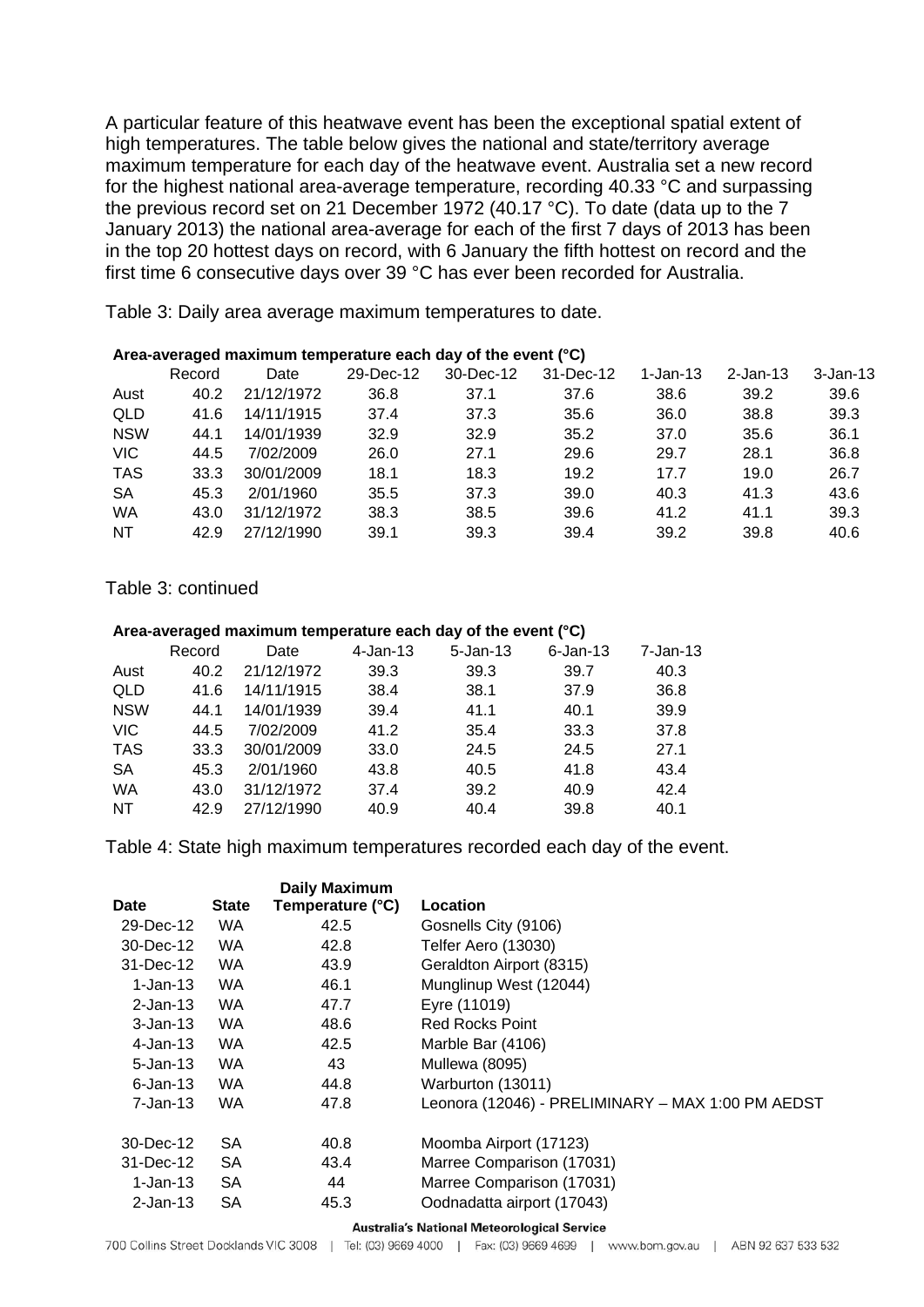A particular feature of this heatwave event has been the exceptional spatial extent of high temperatures. The table below gives the national and state/territory average maximum temperature for each day of the heatwave event. Australia set a new record for the highest national area-average temperature, recording 40.33 °C and surpassing the previous record set on 21 December 1972 (40.17 °C). To date (data up to the 7 January 2013) the national area-average for each of the first 7 days of 2013 has been in the top 20 hottest days on record, with 6 January the fifth hottest on record and the first time 6 consecutive days over 39 °C has ever been recorded for Australia.

Table 3: Daily area average maximum temperatures to date.

**Area-averaged maximum temperature each day of the event (°C)**

| | Record | Date | 29-Dec-12 | 30-Dec-12 | 31-Dec-12 | 1-Jan-13 | 2-Jan-13 | 3-Jan-13 |
|---|---|---|---|---|---|---|---|---|
| Aust | 40.2 | 21/12/1972 | 36.8 | 37.1 | 37.6 | 38.6 | 39.2 | 39.6 |
| QLD | 41.6 | 14/11/1915 | 37.4 | 37.3 | 35.6 | 36.0 | 38.8 | 39.3 |
| NSW | 44.1 | 14/01/1939 | 32.9 | 32.9 | 35.2 | 37.0 | 35.6 | 36.1 |
| VIC | 44.5 | 7/02/2009 | 26.0 | 27.1 | 29.6 | 29.7 | 28.1 | 36.8 |
| TAS | 33.3 | 30/01/2009 | 18.1 | 18.3 | 19.2 | 17.7 | 19.0 | 26.7 |
| SA | 45.3 | 2/01/1960 | 35.5 | 37.3 | 39.0 | 40.3 | 41.3 | 43.6 |
| WA | 43.0 | 31/12/1972 | 38.3 | 38.5 | 39.6 | 41.2 | 41.1 | 39.3 |
| NT | 42.9 | 27/12/1990 | 39.1 | 39.3 | 39.4 | 39.2 | 39.8 | 40.6 |

Table 3: continued

**Area-averaged maximum temperature each day of the event (°C)**

| | Record | Date | 4-Jan-13 | 5-Jan-13 | 6-Jan-13 | 7-Jan-13 |
|---|---|---|---|---|---|---|
| Aust | 40.2 | 21/12/1972 | 39.3 | 39.3 | 39.7 | 40.3 |
| QLD | 41.6 | 14/11/1915 | 38.4 | 38.1 | 37.9 | 36.8 |
| NSW | 44.1 | 14/01/1939 | 39.4 | 41.1 | 40.1 | 39.9 |
| VIC | 44.5 | 7/02/2009 | 41.2 | 35.4 | 33.3 | 37.8 |
| TAS | 33.3 | 30/01/2009 | 33.0 | 24.5 | 24.5 | 27.1 |
| SA | 45.3 | 2/01/1960 | 43.8 | 40.5 | 41.8 | 43.4 |
| WA | 43.0 | 31/12/1972 | 37.4 | 39.2 | 40.9 | 42.4 |
| NT | 42.9 | 27/12/1990 | 40.9 | 40.4 | 39.8 | 40.1 |

Table 4: State high maximum temperatures recorded each day of the event.

| Date | State | Daily Maximum Temperature (°C) | Location |
|---|---|---|---|
| 29-Dec-12 | WA | 42.5 | Gosnells City (9106) |
| 30-Dec-12 | WA | 42.8 | Telfer Aero (13030) |
| 31-Dec-12 | WA | 43.9 | Geraldton Airport (8315) |
| 1-Jan-13 | WA | 46.1 | Munglinup West (12044) |
| 2-Jan-13 | WA | 47.7 | Eyre (11019) |
| 3-Jan-13 | WA | 48.6 | Red Rocks Point |
| 4-Jan-13 | WA | 42.5 | Marble Bar (4106) |
| 5-Jan-13 | WA | 43 | Mullewa (8095) |
| 6-Jan-13 | WA | 44.8 | Warburton (13011) |
| 7-Jan-13 | WA | 47.8 | Leonora (12046) - PRELIMINARY – MAX 1:00 PM AEDST |
| | | | |
| 30-Dec-12 | SA | 40.8 | Moomba Airport (17123) |
| 31-Dec-12 | SA | 43.4 | Marree Comparison (17031) |
| 1-Jan-13 | SA | 44 | Marree Comparison (17031) |
| 2-Jan-13 | SA | 45.3 | Oodnadatta airport (17043) |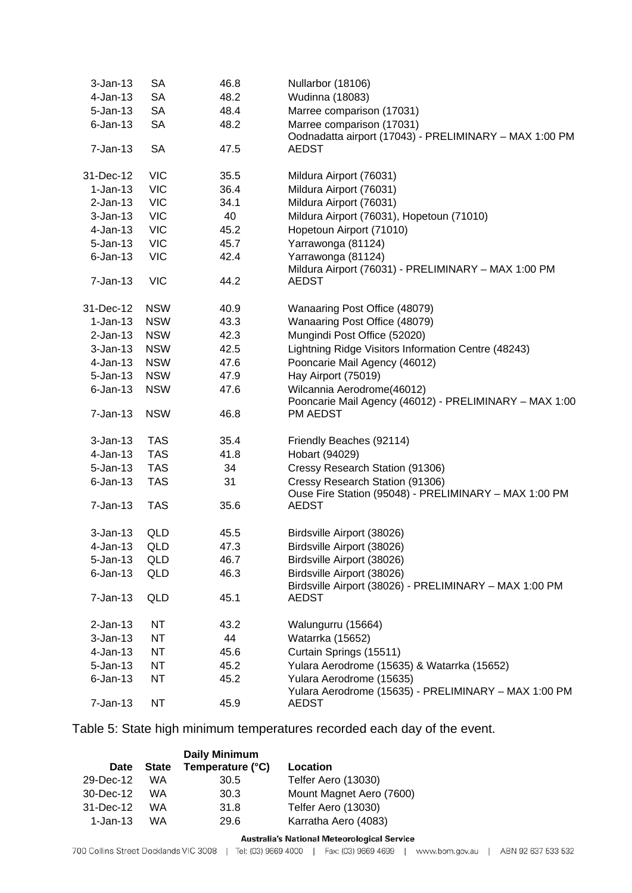| | | | |
|---|---|---|---|
| 3-Jan-13 | SA | 46.8 | Nullarbor (18106) |
| 4-Jan-13 | SA | 48.2 | Wudinna (18083) |
| 5-Jan-13 | SA | 48.4 | Marree comparison (17031) |
| 6-Jan-13 | SA | 48.2 | Marree comparison (17031) |
| 7-Jan-13 | SA | 47.5 | Oodnadatta airport (17043) - PRELIMINARY – MAX 1:00 PM AEDST |
| 31-Dec-12 | VIC | 35.5 | Mildura Airport (76031) |
| 1-Jan-13 | VIC | 36.4 | Mildura Airport (76031) |
| 2-Jan-13 | VIC | 34.1 | Mildura Airport (76031) |
| 3-Jan-13 | VIC | 40 | Mildura Airport (76031), Hopetoun (71010) |
| 4-Jan-13 | VIC | 45.2 | Hopetoun Airport (71010) |
| 5-Jan-13 | VIC | 45.7 | Yarrawonga (81124) |
| 6-Jan-13 | VIC | 42.4 | Yarrawonga (81124) |
| 7-Jan-13 | VIC | 44.2 | Mildura Airport (76031) - PRELIMINARY – MAX 1:00 PM AEDST |
| 31-Dec-12 | NSW | 40.9 | Wanaaring Post Office (48079) |
| 1-Jan-13 | NSW | 43.3 | Wanaaring Post Office (48079) |
| 2-Jan-13 | NSW | 42.3 | Mungindi Post Office (52020) |
| 3-Jan-13 | NSW | 42.5 | Lightning Ridge Visitors Information Centre (48243) |
| 4-Jan-13 | NSW | 47.6 | Pooncarie Mail Agency (46012) |
| 5-Jan-13 | NSW | 47.9 | Hay Airport (75019) |
| 6-Jan-13 | NSW | 47.6 | Wilcannia Aerodrome(46012) |
| 7-Jan-13 | NSW | 46.8 | Pooncarie Mail Agency (46012) - PRELIMINARY – MAX 1:00 PM AEDST |
| 3-Jan-13 | TAS | 35.4 | Friendly Beaches (92114) |
| 4-Jan-13 | TAS | 41.8 | Hobart (94029) |
| 5-Jan-13 | TAS | 34 | Cressy Research Station (91306) |
| 6-Jan-13 | TAS | 31 | Cressy Research Station (91306) |
| 7-Jan-13 | TAS | 35.6 | Ouse Fire Station (95048) - PRELIMINARY – MAX 1:00 PM AEDST |
| 3-Jan-13 | QLD | 45.5 | Birdsville Airport (38026) |
| 4-Jan-13 | QLD | 47.3 | Birdsville Airport (38026) |
| 5-Jan-13 | QLD | 46.7 | Birdsville Airport (38026) |
| 6-Jan-13 | QLD | 46.3 | Birdsville Airport (38026) |
| 7-Jan-13 | QLD | 45.1 | Birdsville Airport (38026) - PRELIMINARY – MAX 1:00 PM AEDST |
| 2-Jan-13 | NT | 43.2 | Walungurru (15664) |
| 3-Jan-13 | NT | 44 | Watarrka (15652) |
| 4-Jan-13 | NT | 45.6 | Curtain Springs (15511) |
| 5-Jan-13 | NT | 45.2 | Yulara Aerodrome (15635) & Watarrka (15652) |
| 6-Jan-13 | NT | 45.2 | Yulara Aerodrome (15635) |
| 7-Jan-13 | NT | 45.9 | Yulara Aerodrome (15635) - PRELIMINARY – MAX 1:00 PM AEDST |

Table 5: State high minimum temperatures recorded each day of the event.

| Date | State | Daily Minimum Temperature (°C) | Location |
|---|---|---|---|
| 29-Dec-12 | WA | 30.5 | Telfer Aero (13030) |
| 30-Dec-12 | WA | 30.3 | Mount Magnet Aero (7600) |
| 31-Dec-12 | WA | 31.8 | Telfer Aero (13030) |
| 1-Jan-13 | WA | 29.6 | Karratha Aero (4083) |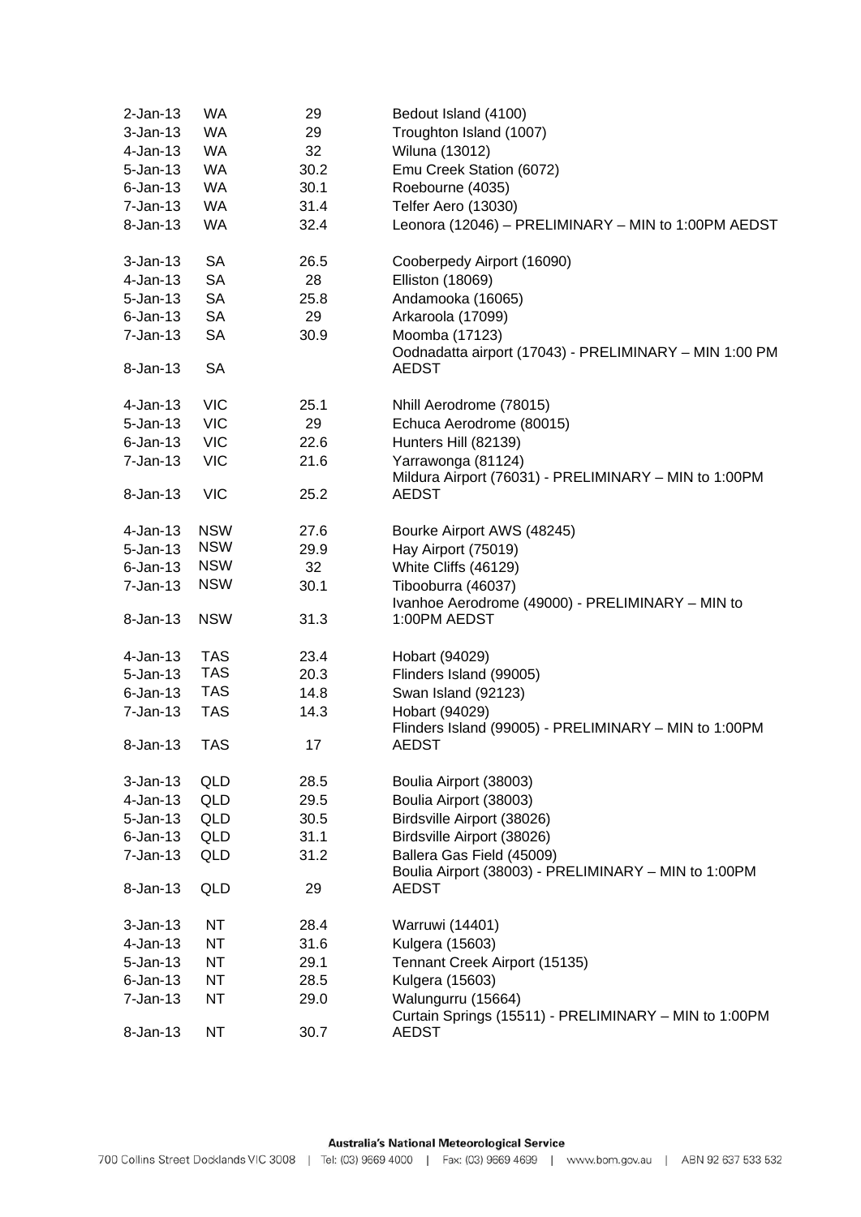| | | | |
|---|---|---|---|
| 2-Jan-13 | WA | 29 | Bedout Island (4100) |
| 3-Jan-13 | WA | 29 | Troughton Island (1007) |
| 4-Jan-13 | WA | 32 | Wiluna (13012) |
| 5-Jan-13 | WA | 30.2 | Emu Creek Station (6072) |
| 6-Jan-13 | WA | 30.1 | Roebourne (4035) |
| 7-Jan-13 | WA | 31.4 | Telfer Aero (13030) |
| 8-Jan-13 | WA | 32.4 | Leonora (12046) – PRELIMINARY – MIN to 1:00PM AEDST |
| | | | |
| 3-Jan-13 | SA | 26.5 | Cooberpedy Airport (16090) |
| 4-Jan-13 | SA | 28 | Elliston (18069) |
| 5-Jan-13 | SA | 25.8 | Andamooka (16065) |
| 6-Jan-13 | SA | 29 | Arkaroola (17099) |
| 7-Jan-13 | SA | 30.9 | Moomba (17123) |
| 8-Jan-13 | SA | | Oodnadatta airport (17043) - PRELIMINARY – MIN 1:00 PM AEDST |
| | | | |
| 4-Jan-13 | VIC | 25.1 | Nhill Aerodrome (78015) |
| 5-Jan-13 | VIC | 29 | Echuca Aerodrome (80015) |
| 6-Jan-13 | VIC | 22.6 | Hunters Hill (82139) |
| 7-Jan-13 | VIC | 21.6 | Yarrawonga (81124) |
| 8-Jan-13 | VIC | 25.2 | Mildura Airport (76031) - PRELIMINARY – MIN to 1:00PM AEDST |
| | | | |
| 4-Jan-13 | NSW | 27.6 | Bourke Airport AWS (48245) |
| 5-Jan-13 | NSW | 29.9 | Hay Airport (75019) |
| 6-Jan-13 | NSW | 32 | White Cliffs (46129) |
| 7-Jan-13 | NSW | 30.1 | Tibooburra (46037) |
| 8-Jan-13 | NSW | 31.3 | Ivanhoe Aerodrome (49000) - PRELIMINARY – MIN to 1:00PM AEDST |
| | | | |
| 4-Jan-13 | TAS | 23.4 | Hobart (94029) |
| 5-Jan-13 | TAS | 20.3 | Flinders Island (99005) |
| 6-Jan-13 | TAS | 14.8 | Swan Island (92123) |
| 7-Jan-13 | TAS | 14.3 | Hobart (94029) |
| 8-Jan-13 | TAS | 17 | Flinders Island (99005) - PRELIMINARY – MIN to 1:00PM AEDST |
| | | | |
| 3-Jan-13 | QLD | 28.5 | Boulia Airport (38003) |
| 4-Jan-13 | QLD | 29.5 | Boulia Airport (38003) |
| 5-Jan-13 | QLD | 30.5 | Birdsville Airport (38026) |
| 6-Jan-13 | QLD | 31.1 | Birdsville Airport (38026) |
| 7-Jan-13 | QLD | 31.2 | Ballera Gas Field (45009) |
| 8-Jan-13 | QLD | 29 | Boulia Airport (38003) - PRELIMINARY – MIN to 1:00PM AEDST |
| | | | |
| 3-Jan-13 | NT | 28.4 | Warruwi (14401) |
| 4-Jan-13 | NT | 31.6 | Kulgera (15603) |
| 5-Jan-13 | NT | 29.1 | Tennant Creek Airport (15135) |
| 6-Jan-13 | NT | 28.5 | Kulgera (15603) |
| 7-Jan-13 | NT | 29.0 | Walungurru (15664) |
| 8-Jan-13 | NT | 30.7 | Curtain Springs (15511) - PRELIMINARY – MIN to 1:00PM AEDST |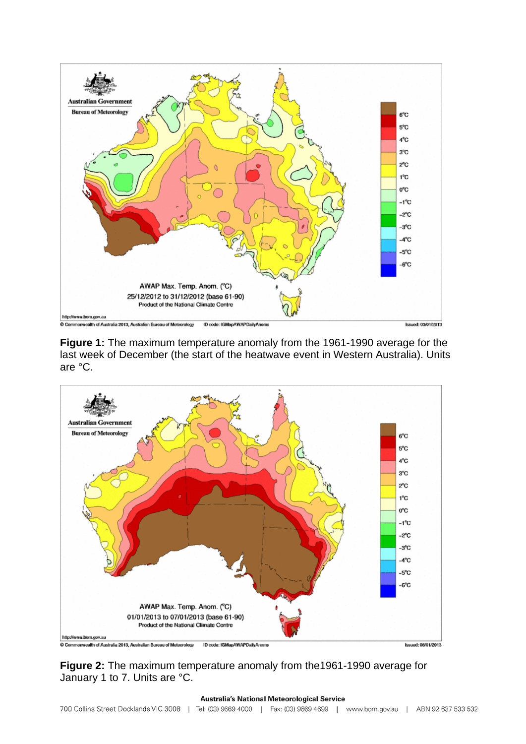Australian Government
Bureau of Meteorology

6°C
5°C
4°C
3°C
2°C
1°C
0°C
-1°C
-2°C
-3°C
-4°C
-5°C
-6°C

AWAP Max. Temp. Anom. (°C)
25/12/2012 to 31/12/2012 (base 61-90)
Product of the National Climate Centre

http://www.bom.gov.au
© Commonwealth of Australia 2013, Australian Bureau of Meteorology ID code: IGMapAWAPDailyAnoms Issued: 03/01/2013

**Figure 1:** The maximum temperature anomaly from the 1961-1990 average for the last week of December (the start of the heatwave event in Western Australia). Units are °C.

Australian Government
Bureau of Meteorology

6°C
5°C
4°C
3°C
2°C
1°C
0°C
-1°C
-2°C
-3°C
-4°C
-5°C
-6°C

AWAP Max. Temp. Anom. (°C)
01/01/2013 to 07/01/2013 (base 61-90)
Product of the National Climate Centre

http://www.bom.gov.au
© Commonwealth of Australia 2013, Australian Bureau of Meteorology ID code: IGMapAWAPDailyAnoms Issued: 08/01/2013

**Figure 2:** The maximum temperature anomaly from the1961-1990 average for January 1 to 7. Units are °C.